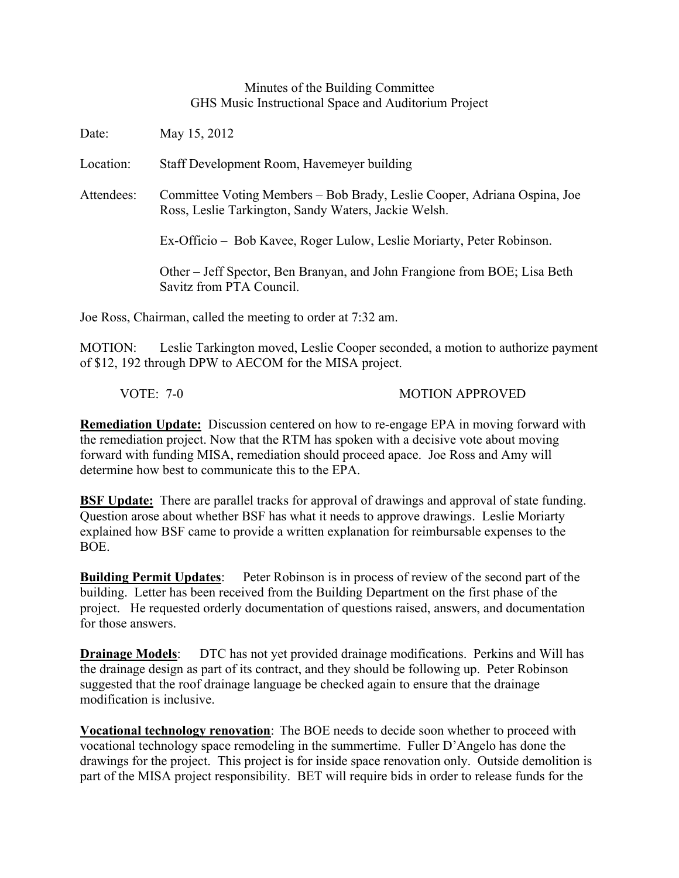Minutes of the Building Committee
GHS Music Instructional Space and Auditorium Project

Date: May 15, 2012

Location: Staff Development Room, Havemeyer building

Attendees: Committee Voting Members – Bob Brady, Leslie Cooper, Adriana Ospina, Joe Ross, Leslie Tarkington, Sandy Waters, Jackie Welsh.

Ex-Officio – Bob Kavee, Roger Lulow, Leslie Moriarty, Peter Robinson.

Other – Jeff Spector, Ben Branyan, and John Frangione from BOE; Lisa Beth Savitz from PTA Council.

Joe Ross, Chairman, called the meeting to order at 7:32 am.

MOTION: Leslie Tarkington moved, Leslie Cooper seconded, a motion to authorize payment of $12, 192 through DPW to AECOM for the MISA project.

VOTE: 7-0 MOTION APPROVED

**Remediation Update:** Discussion centered on how to re-engage EPA in moving forward with the remediation project. Now that the RTM has spoken with a decisive vote about moving forward with funding MISA, remediation should proceed apace. Joe Ross and Amy will determine how best to communicate this to the EPA.

**BSF Update:** There are parallel tracks for approval of drawings and approval of state funding. Question arose about whether BSF has what it needs to approve drawings. Leslie Moriarty explained how BSF came to provide a written explanation for reimbursable expenses to the BOE.

**Building Permit Updates**: Peter Robinson is in process of review of the second part of the building. Letter has been received from the Building Department on the first phase of the project. He requested orderly documentation of questions raised, answers, and documentation for those answers.

**Drainage Models**: DTC has not yet provided drainage modifications. Perkins and Will has the drainage design as part of its contract, and they should be following up. Peter Robinson suggested that the roof drainage language be checked again to ensure that the drainage modification is inclusive.

**Vocational technology renovation**: The BOE needs to decide soon whether to proceed with vocational technology space remodeling in the summertime. Fuller D'Angelo has done the drawings for the project. This project is for inside space renovation only. Outside demolition is part of the MISA project responsibility. BET will require bids in order to release funds for the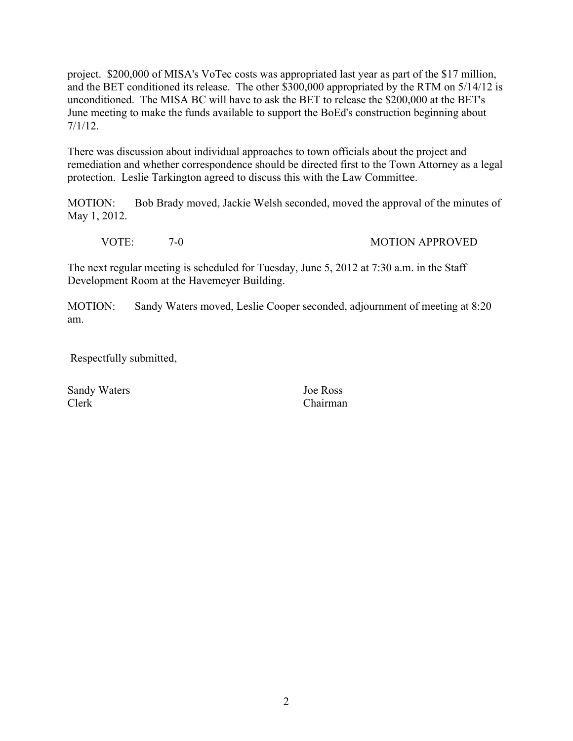project. $200,000 of MISA's VoTec costs was appropriated last year as part of the $17 million, and the BET conditioned its release. The other $300,000 appropriated by the RTM on 5/14/12 is unconditioned. The MISA BC will have to ask the BET to release the $200,000 at the BET's June meeting to make the funds available to support the BoEd's construction beginning about 7/1/12.

There was discussion about individual approaches to town officials about the project and remediation and whether correspondence should be directed first to the Town Attorney as a legal protection. Leslie Tarkington agreed to discuss this with the Law Committee.

MOTION: Bob Brady moved, Jackie Welsh seconded, moved the approval of the minutes of May 1, 2012.

VOTE: 7-0 MOTION APPROVED

The next regular meeting is scheduled for Tuesday, June 5, 2012 at 7:30 a.m. in the Staff Development Room at the Havemeyer Building.

MOTION: Sandy Waters moved, Leslie Cooper seconded, adjournment of meeting at 8:20 am.

Respectfully submitted,

Sandy Waters
Clerk

Joe Ross
Chairman